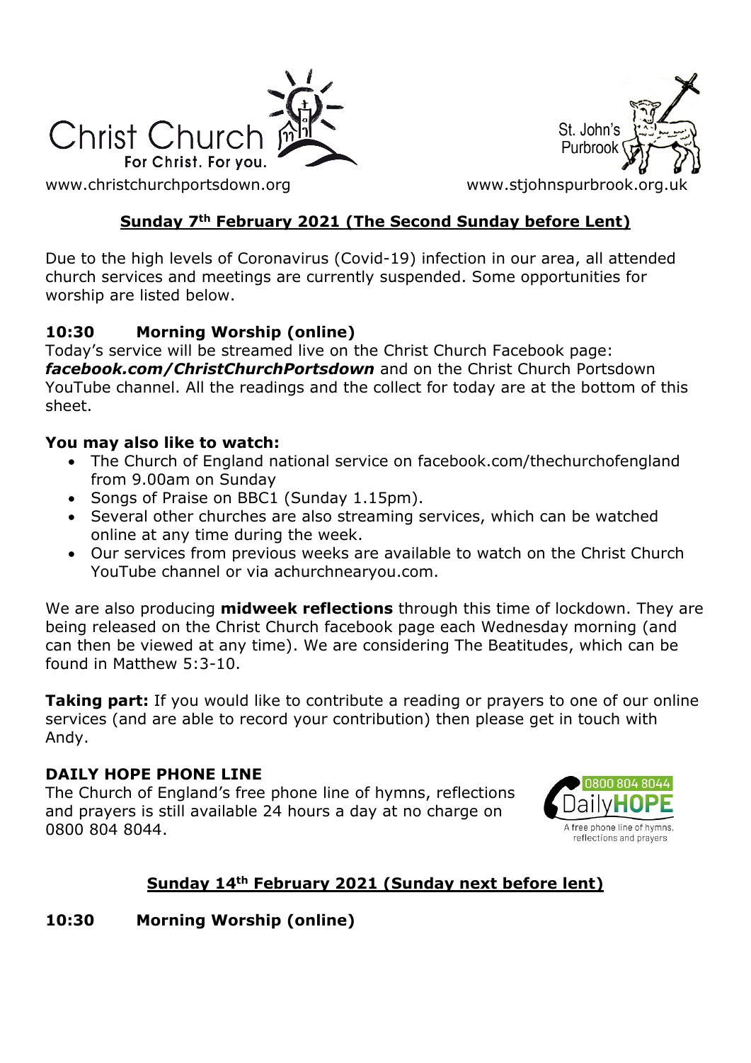Christ Church
For Christ. For you.

St. John's Purbrook

www.christchurchportsdown.org www.stjohnspurbrook.org.uk

## Sunday 7th February 2021 (The Second Sunday before Lent)

Due to the high levels of Coronavirus (Covid-19) infection in our area, all attended church services and meetings are currently suspended. Some opportunities for worship are listed below.

### 10:30 Morning Worship (online)

Today's service will be streamed live on the Christ Church Facebook page: ***facebook.com/ChristChurchPortsdown*** and on the Christ Church Portsdown YouTube channel. All the readings and the collect for today are at the bottom of this sheet.

**You may also like to watch:**

- The Church of England national service on facebook.com/thechurchofengland from 9.00am on Sunday
- Songs of Praise on BBC1 (Sunday 1.15pm).
- Several other churches are also streaming services, which can be watched online at any time during the week.
- Our services from previous weeks are available to watch on the Christ Church YouTube channel or via achurchnearyou.com.

We are also producing **midweek reflections** through this time of lockdown. They are being released on the Christ Church facebook page each Wednesday morning (and can then be viewed at any time). We are considering The Beatitudes, which can be found in Matthew 5:3-10.

**Taking part:** If you would like to contribute a reading or prayers to one of our online services (and are able to record your contribution) then please get in touch with Andy.

### DAILY HOPE PHONE LINE

The Church of England's free phone line of hymns, reflections and prayers is still available 24 hours a day at no charge on 0800 804 8044.

0800 804 8044 DailyHOPE — A free phone line of hymns, reflections and prayers

## Sunday 14th February 2021 (Sunday next before lent)

### 10:30 Morning Worship (online)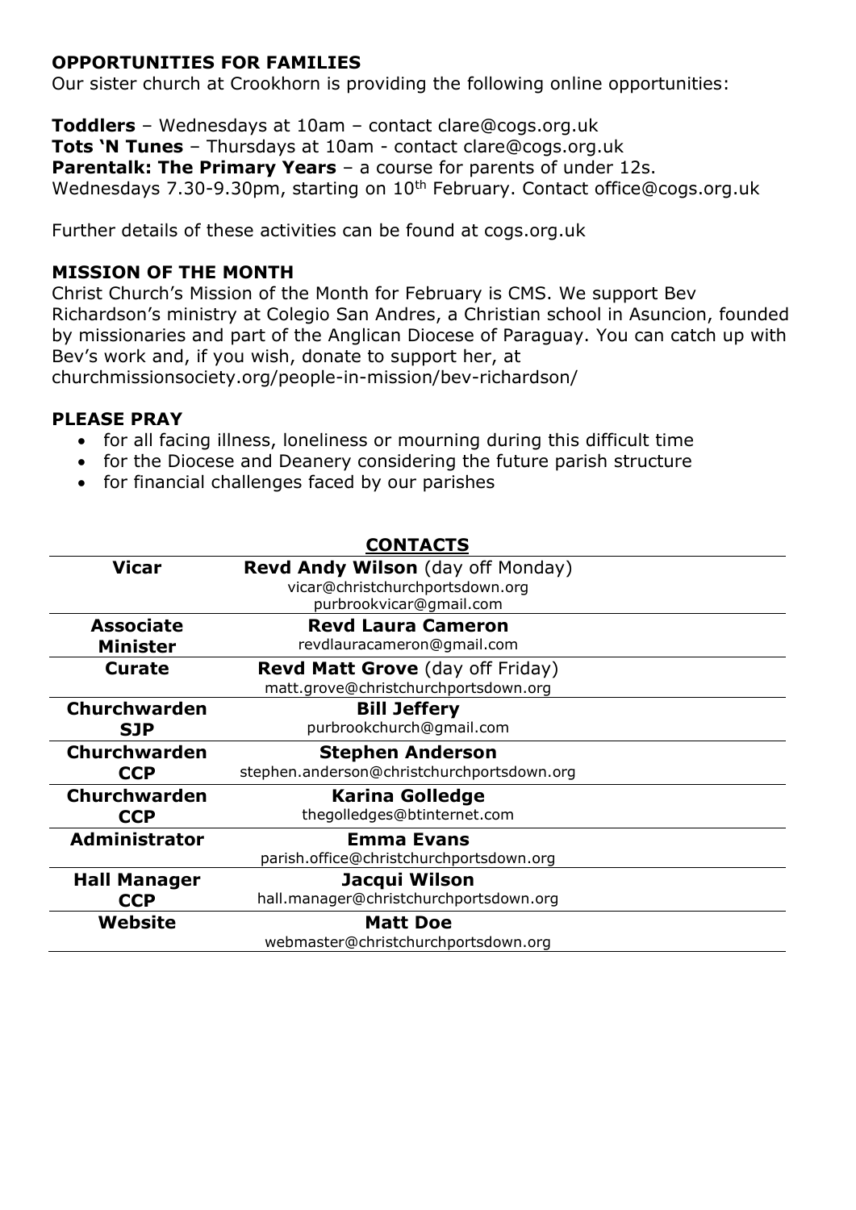## OPPORTUNITIES FOR FAMILIES

Our sister church at Crookhorn is providing the following online opportunities:

**Toddlers** – Wednesdays at 10am – contact clare@cogs.org.uk
**Tots 'N Tunes** – Thursdays at 10am - contact clare@cogs.org.uk
**Parentalk: The Primary Years** – a course for parents of under 12s.
Wednesdays 7.30-9.30pm, starting on 10th February. Contact office@cogs.org.uk

Further details of these activities can be found at cogs.org.uk

## MISSION OF THE MONTH

Christ Church's Mission of the Month for February is CMS. We support Bev Richardson's ministry at Colegio San Andres, a Christian school in Asuncion, founded by missionaries and part of the Anglican Diocese of Paraguay. You can catch up with Bev's work and, if you wish, donate to support her, at churchmissionsociety.org/people-in-mission/bev-richardson/

## PLEASE PRAY

- for all facing illness, loneliness or mourning during this difficult time
- for the Diocese and Deanery considering the future parish structure
- for financial challenges faced by our parishes

## CONTACTS

| Role | Contact |
|---|---|
| **Vicar** | **Revd Andy Wilson** (day off Monday)<br>vicar@christchurchportsdown.org<br>purbrookvicar@gmail.com |
| **Associate Minister** | **Revd Laura Cameron**<br>revdlauracameron@gmail.com |
| **Curate** | **Revd Matt Grove** (day off Friday)<br>matt.grove@christchurchportsdown.org |
| **Churchwarden SJP** | **Bill Jeffery**<br>purbrookchurch@gmail.com |
| **Churchwarden CCP** | **Stephen Anderson**<br>stephen.anderson@christchurchportsdown.org |
| **Churchwarden CCP** | **Karina Golledge**<br>thegolledges@btinternet.com |
| **Administrator** | **Emma Evans**<br>parish.office@christchurchportsdown.org |
| **Hall Manager CCP** | **Jacqui Wilson**<br>hall.manager@christchurchportsdown.org |
| **Website** | **Matt Doe**<br>webmaster@christchurchportsdown.org |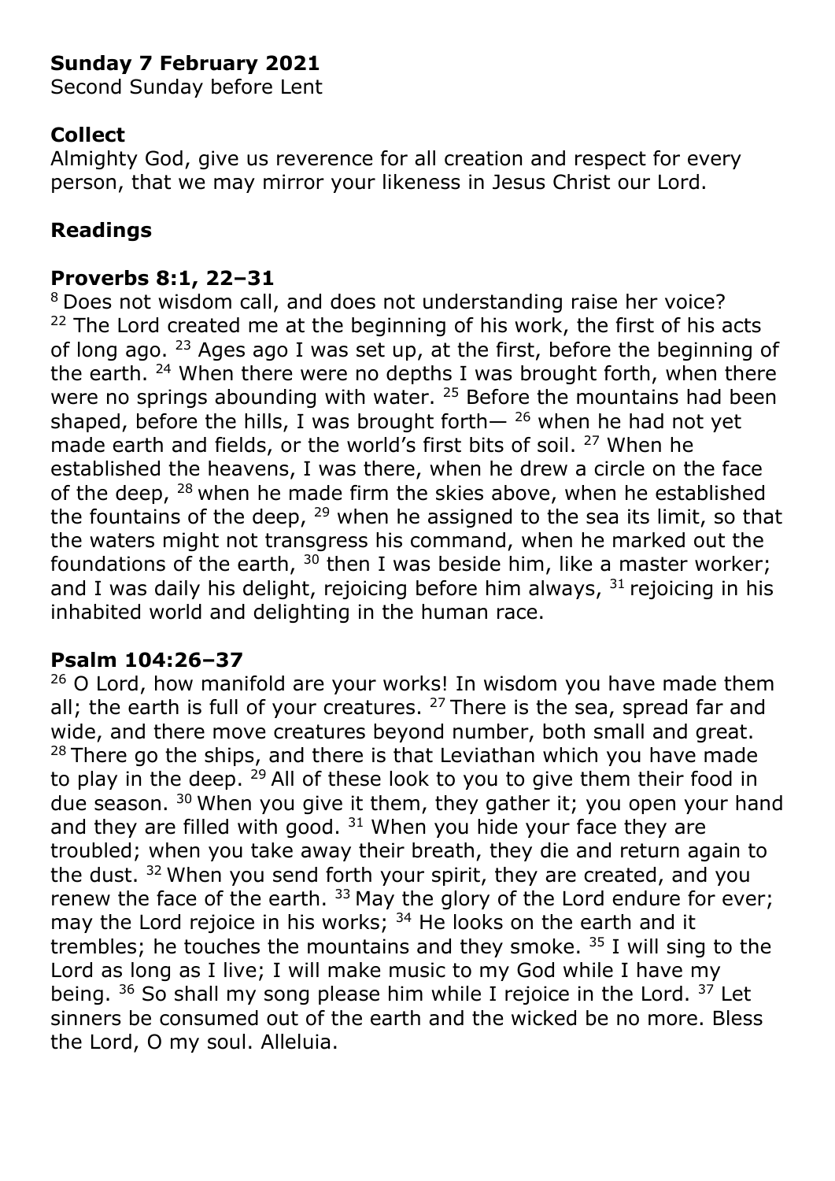**Sunday 7 February 2021**
Second Sunday before Lent

## Collect

Almighty God, give us reverence for all creation and respect for every person, that we may mirror your likeness in Jesus Christ our Lord.

## Readings

### Proverbs 8:1, 22–31

[8] Does not wisdom call, and does not understanding raise her voice? [22] The Lord created me at the beginning of his work, the first of his acts of long ago. [23] Ages ago I was set up, at the first, before the beginning of the earth. [24] When there were no depths I was brought forth, when there were no springs abounding with water. [25] Before the mountains had been shaped, before the hills, I was brought forth— [26] when he had not yet made earth and fields, or the world's first bits of soil. [27] When he established the heavens, I was there, when he drew a circle on the face of the deep, [28] when he made firm the skies above, when he established the fountains of the deep, [29] when he assigned to the sea its limit, so that the waters might not transgress his command, when he marked out the foundations of the earth, [30] then I was beside him, like a master worker; and I was daily his delight, rejoicing before him always, [31] rejoicing in his inhabited world and delighting in the human race.

### Psalm 104:26–37

[26] O Lord, how manifold are your works! In wisdom you have made them all; the earth is full of your creatures. [27] There is the sea, spread far and wide, and there move creatures beyond number, both small and great. [28] There go the ships, and there is that Leviathan which you have made to play in the deep. [29] All of these look to you to give them their food in due season. [30] When you give it them, they gather it; you open your hand and they are filled with good. [31] When you hide your face they are troubled; when you take away their breath, they die and return again to the dust. [32] When you send forth your spirit, they are created, and you renew the face of the earth. [33] May the glory of the Lord endure for ever; may the Lord rejoice in his works; [34] He looks on the earth and it trembles; he touches the mountains and they smoke. [35] I will sing to the Lord as long as I live; I will make music to my God while I have my being. [36] So shall my song please him while I rejoice in the Lord. [37] Let sinners be consumed out of the earth and the wicked be no more. Bless the Lord, O my soul. Alleluia.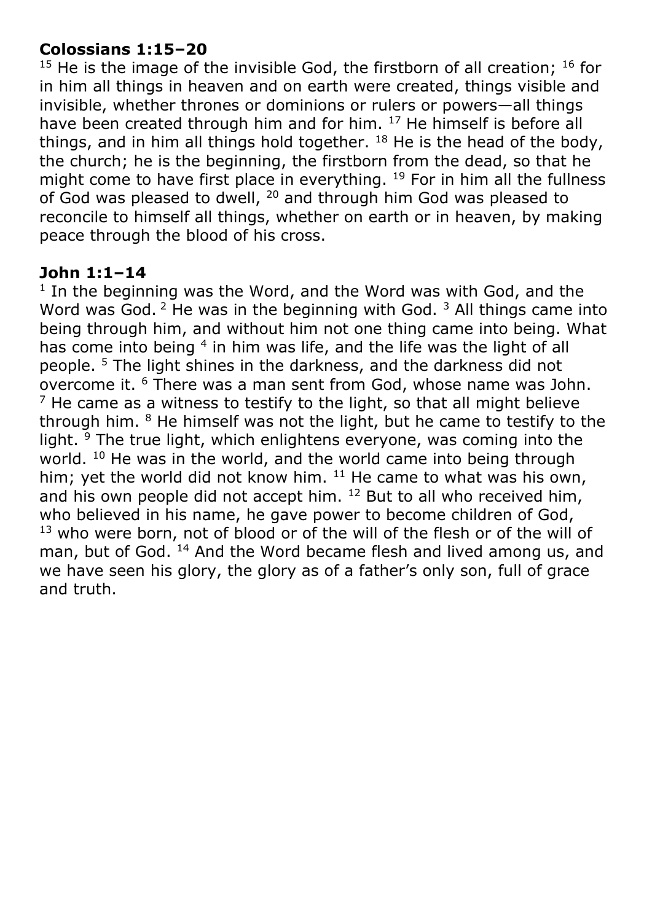**Colossians 1:15–20**

[15] He is the image of the invisible God, the firstborn of all creation; [16] for in him all things in heaven and on earth were created, things visible and invisible, whether thrones or dominions or rulers or powers—all things have been created through him and for him. [17] He himself is before all things, and in him all things hold together. [18] He is the head of the body, the church; he is the beginning, the firstborn from the dead, so that he might come to have first place in everything. [19] For in him all the fullness of God was pleased to dwell, [20] and through him God was pleased to reconcile to himself all things, whether on earth or in heaven, by making peace through the blood of his cross.

**John 1:1–14**

[1] In the beginning was the Word, and the Word was with God, and the Word was God. [2] He was in the beginning with God. [3] All things came into being through him, and without him not one thing came into being. What has come into being [4] in him was life, and the life was the light of all people. [5] The light shines in the darkness, and the darkness did not overcome it. [6] There was a man sent from God, whose name was John. [7] He came as a witness to testify to the light, so that all might believe through him. [8] He himself was not the light, but he came to testify to the light. [9] The true light, which enlightens everyone, was coming into the world. [10] He was in the world, and the world came into being through him; yet the world did not know him. [11] He came to what was his own, and his own people did not accept him. [12] But to all who received him, who believed in his name, he gave power to become children of God, [13] who were born, not of blood or of the will of the flesh or of the will of man, but of God. [14] And the Word became flesh and lived among us, and we have seen his glory, the glory as of a father's only son, full of grace and truth.